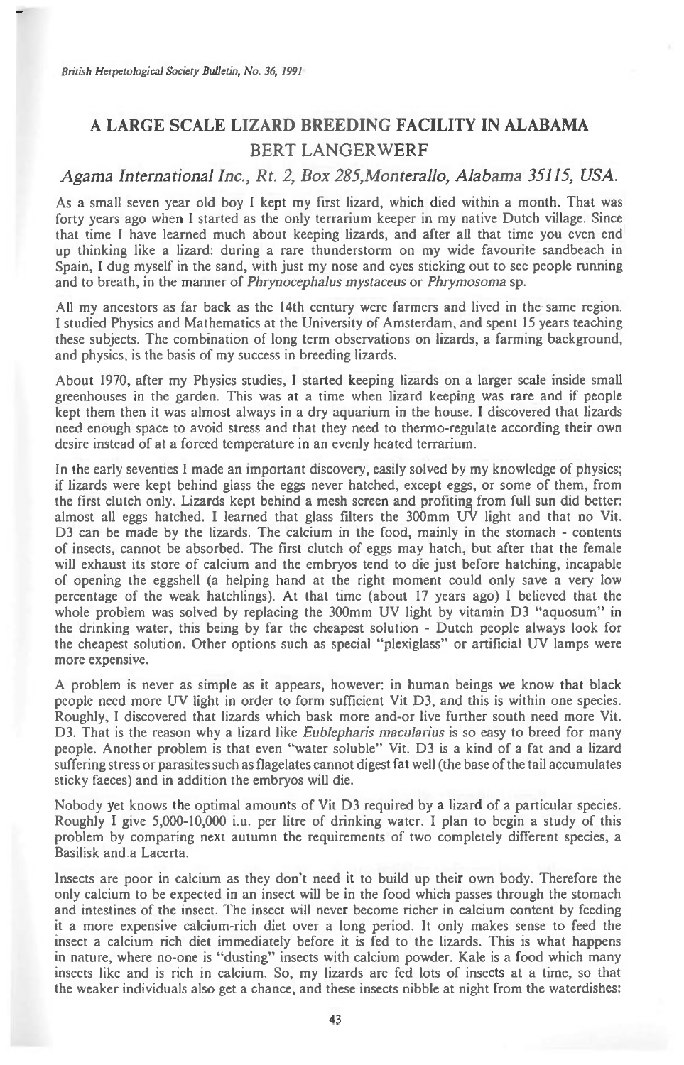# A LARGE SCALE LIZARD BREEDING FACILITY IN ALABAMA

## BERT LANGERWERF

*Agama International Inc., Rt. 2, Box 285, Monterallo, Alabama 35115, USA.*

As a small seven year old boy I kept my first lizard, which died within a month. That was forty years ago when I started as the only terrarium keeper in my native Dutch village. Since that time I have learned much about keeping lizards, and after all that time you even end up thinking like a lizard: during a rare thunderstorm on my wide favourite sandbeach in Spain, I dug myself in the sand, with just my nose and eyes sticking out to see people running and to breath, in the manner of *Phrynocephalus mystaceus* or *Phrymosoma* sp.

All my ancestors as far back as the 14th century were farmers and lived in the same region. I studied Physics and Mathematics at the University of Amsterdam, and spent 15 years teaching these subjects. The combination of long term observations on lizards, a farming background, and physics, is the basis of my success in breeding lizards.

About 1970, after my Physics studies, I started keeping lizards on a larger scale inside small greenhouses in the garden. This was at a time when lizard keeping was rare and if people kept them then it was almost always in a dry aquarium in the house. I discovered that lizards need enough space to avoid stress and that they need to thermo-regulate according their own desire instead of at a forced temperature in an evenly heated terrarium.

In the early seventies I made an important discovery, easily solved by my knowledge of physics; if lizards were kept behind glass the eggs never hatched, except eggs, or some of them, from the first clutch only. Lizards kept behind a mesh screen and profiting from full sun did better: almost all eggs hatched. I learned that glass filters the 300mm UV light and that no Vit. D3 can be made by the lizards. The calcium in the food, mainly in the stomach - contents of insects, cannot be absorbed. The first clutch of eggs may hatch, but after that the female will exhaust its store of calcium and the embryos tend to die just before hatching, incapable of opening the eggshell (a helping hand at the right moment could only save a very low percentage of the weak hatchlings). At that time (about 17 years ago) I believed that the whole problem was solved by replacing the 300mm UV light by vitamin D3 "aquosum" in the drinking water, this being by far the cheapest solution - Dutch people always look for the cheapest solution. Other options such as special "plexiglass" or artificial UV lamps were more expensive.

A problem is never as simple as it appears, however: in human beings we know that black people need more UV light in order to form sufficient Vit D3, and this is within one species. Roughly, I discovered that lizards which bask more and-or live further south need more Vit. D3. That is the reason why a lizard like *Eublepharis macularius* is so easy to breed for many people. Another problem is that even "water soluble" Vit. D3 is a kind of a fat and a lizard suffering stress or parasites such as flagelates cannot digest fat well (the base of the tail accumulates sticky faeces) and in addition the embryos will die.

Nobody yet knows the optimal amounts of Vit D3 required by a lizard of a particular species. Roughly I give 5,000-10,000 i.u. per litre of drinking water. I plan to begin a study of this problem by comparing next autumn the requirements of two completely different species, a Basilisk and a Lacerta.

Insects are poor in calcium as they don't need it to build up their own body. Therefore the only calcium to be expected in an insect will be in the food which passes through the stomach and intestines of the insect. The insect will never become richer in calcium content by feeding it a more expensive calcium-rich diet over a long period. It only makes sense to feed the insect a calcium rich diet immediately before it is fed to the lizards. This is what happens in nature, where no-one is "dusting" insects with calcium powder. Kale is a food which many insects like and is rich in calcium. So, my lizards are fed lots of insects at a time, so that the weaker individuals also get a chance, and these insects nibble at night from the waterdishes: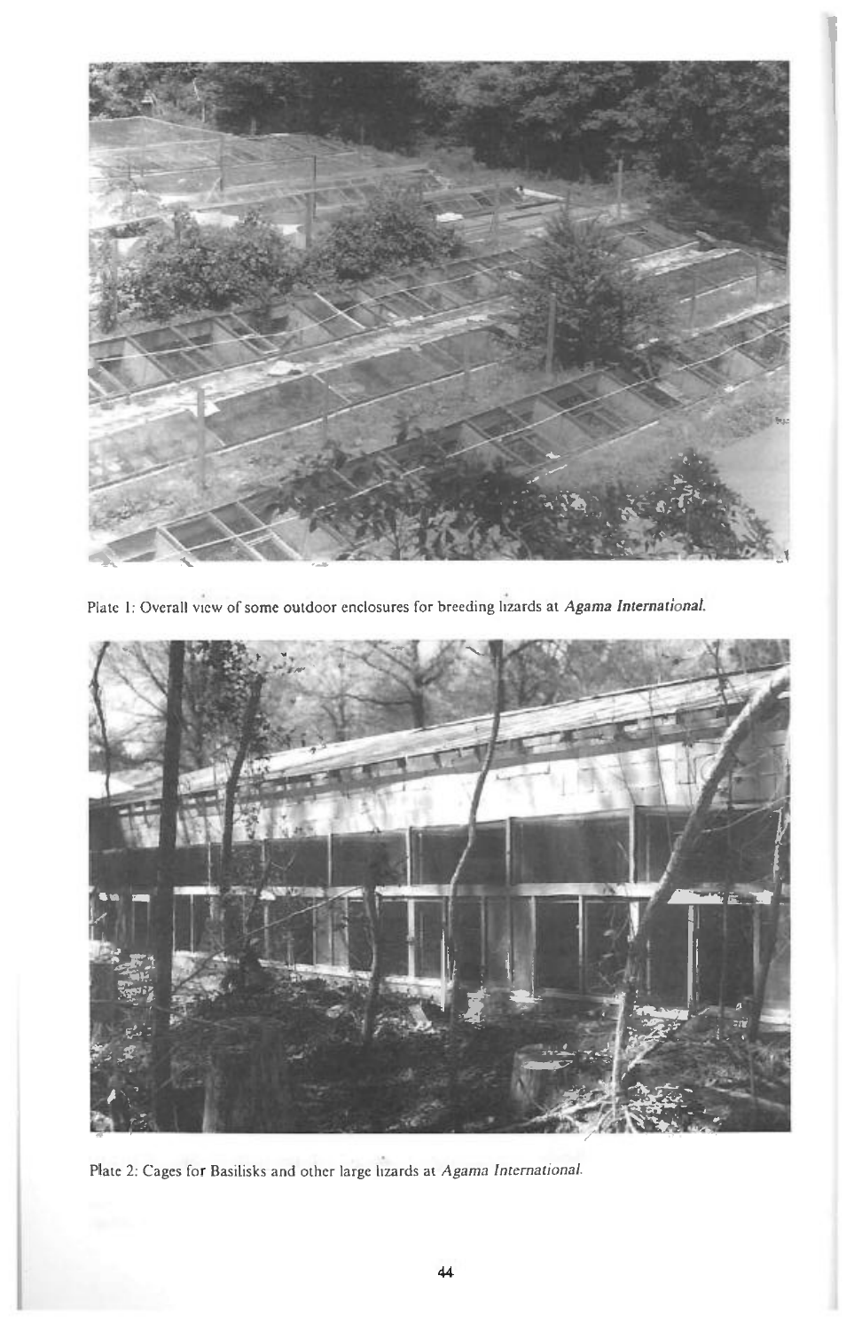Plate 1: Overall view of some outdoor enclosures for breeding lizards at *Agama International*.

Plate 2: Cages for Basilisks and other large lizards at *Agama International*.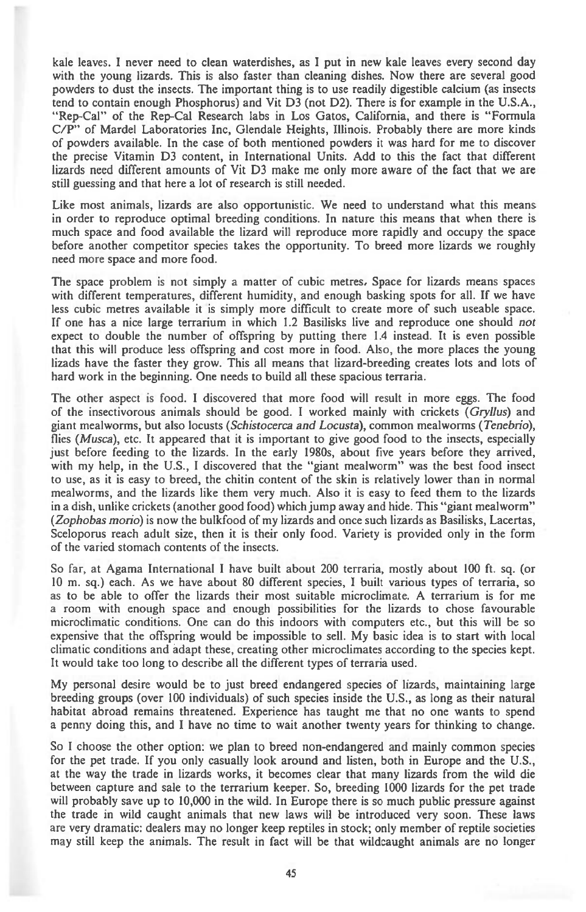kale leaves. I never need to clean waterdishes, as I put in new kale leaves every second day with the young lizards. This is also faster than cleaning dishes. Now there are several good powders to dust the insects. The important thing is to use readily digestible calcium (as insects tend to contain enough Phosphorus) and Vit D3 (not D2). There is for example in the U.S.A., "Rep-Cal" of the Rep-Cal Research labs in Los Gatos, California, and there is "Formula C/P" of Mardel Laboratories Inc, Glendale Heights, Illinois. Probably there are more kinds of powders available. In the case of both mentioned powders it was hard for me to discover the precise Vitamin D3 content, in International Units. Add to this the fact that different lizards need different amounts of Vit D3 make me only more aware of the fact that we are still guessing and that here a lot of research is still needed.

Like most animals, lizards are also opportunistic. We need to understand what this means in order to reproduce optimal breeding conditions. In nature this means that when there is much space and food available the lizard will reproduce more rapidly and occupy the space before another competitor species takes the opportunity. To breed more lizards we roughly need more space and more food.

The space problem is not simply a matter of cubic metres. Space for lizards means spaces with different temperatures, different humidity, and enough basking spots for all. If we have less cubic metres available it is simply more difficult to create more of such useable space. If one has a nice large terrarium in which 1.2 Basilisks live and reproduce one should *not* expect to double the number of offspring by putting there 1.4 instead. It is even possible that this will produce less offspring and cost more in food. Also, the more places the young lizads have the faster they grow. This all means that lizard-breeding creates lots and lots of hard work in the beginning. One needs to build all these spacious terraria.

The other aspect is food. I discovered that more food will result in more eggs. The food of the insectivorous animals should be good. I worked mainly with crickets (*Gryllus*) and giant mealworms, but also locusts (*Schistocerca and Locusta*), common mealworms (*Tenebrio*), flies (*Musca*), etc. It appeared that it is important to give good food to the insects, especially just before feeding to the lizards. In the early 1980s, about five years before they arrived, with my help, in the U.S., I discovered that the "giant mealworm" was the best food insect to use, as it is easy to breed, the chitin content of the skin is relatively lower than in normal mealworms, and the lizards like them very much. Also it is easy to feed them to the lizards in a dish, unlike crickets (another good food) which jump away and hide. This "giant mealworm" (*Zophobas morio*) is now the bulkfood of my lizards and once such lizards as Basilisks, Lacertas, Sceloporus reach adult size, then it is their only food. Variety is provided only in the form of the varied stomach contents of the insects.

So far, at Agama International I have built about 200 terraria, mostly about 100 ft. sq. (or 10 m. sq.) each. As we have about 80 different species, I built various types of terraria, so as to be able to offer the lizards their most suitable microclimate. A terrarium is for me a room with enough space and enough possibilities for the lizards to chose favourable microclimatic conditions. One can do this indoors with computers etc., but this will be so expensive that the offspring would be impossible to sell. My basic idea is to start with local climatic conditions and adapt these, creating other microclimates according to the species kept. It would take too long to describe all the different types of terraria used.

My personal desire would be to just breed endangered species of lizards, maintaining large breeding groups (over 100 individuals) of such species inside the U.S., as long as their natural habitat abroad remains threatened. Experience has taught me that no one wants to spend a penny doing this, and I have no time to wait another twenty years for thinking to change.

So I choose the other option: we plan to breed non-endangered and mainly common species for the pet trade. If you only casually look around and listen, both in Europe and the U.S., at the way the trade in lizards works, it becomes clear that many lizards from the wild die between capture and sale to the terrarium keeper. So, breeding 1000 lizards for the pet trade will probably save up to 10,000 in the wild. In Europe there is so much public pressure against the trade in wild caught animals that new laws will be introduced very soon. These laws are very dramatic: dealers may no longer keep reptiles in stock; only member of reptile societies may still keep the animals. The result in fact will be that wildcaught animals are no longer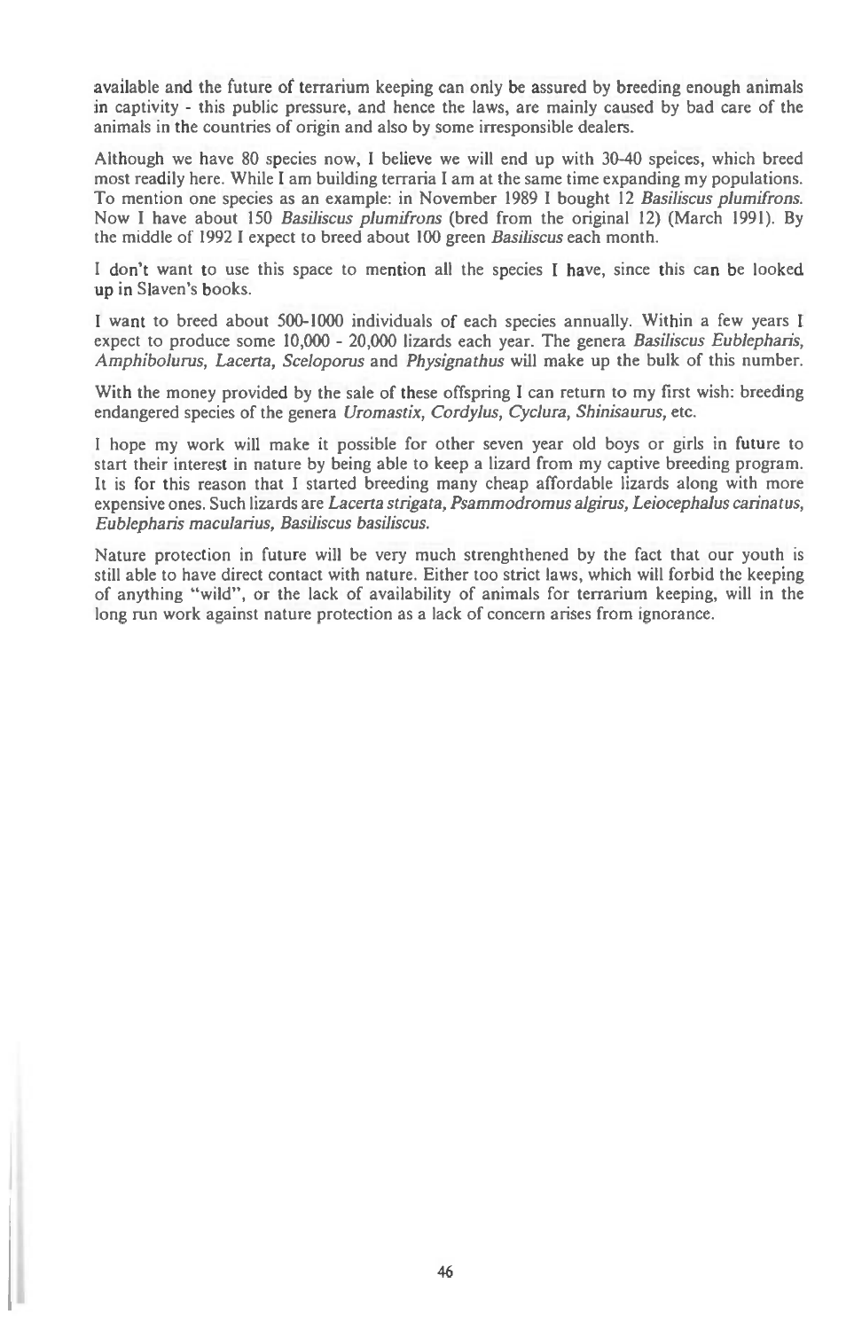available and the future of terrarium keeping can only be assured by breeding enough animals in captivity - this public pressure, and hence the laws, are mainly caused by bad care of the animals in the countries of origin and also by some irresponsible dealers.

Although we have 80 species now, I believe we will end up with 30-40 speices, which breed most readily here. While I am building terraria I am at the same time expanding my populations. To mention one species as an example: in November 1989 I bought 12 *Basiliscus plumifrons*. Now I have about 150 *Basiliscus plumifrons* (bred from the original 12) (March 1991). By the middle of 1992 I expect to breed about 100 green *Basiliscus* each month.

I don't want to use this space to mention all the species I have, since this can be looked up in Slaven's books.

I want to breed about 500-1000 individuals of each species annually. Within a few years I expect to produce some 10,000 - 20,000 lizards each year. The genera *Basiliscus Eublepharis, Amphibolurus, Lacerta, Sceloporus* and *Physignathus* will make up the bulk of this number.

With the money provided by the sale of these offspring I can return to my first wish: breeding endangered species of the genera *Uromastix, Cordylus, Cyclura, Shinisaurus*, etc.

I hope my work will make it possible for other seven year old boys or girls in future to start their interest in nature by being able to keep a lizard from my captive breeding program. It is for this reason that I started breeding many cheap affordable lizards along with more expensive ones. Such lizards are *Lacerta strigata, Psammodromus algirus, Leiocephalus carinatus, Eublepharis macularius, Basiliscus basiliscus.*

Nature protection in future will be very much strenghthened by the fact that our youth is still able to have direct contact with nature. Either too strict laws, which will forbid the keeping of anything "wild", or the lack of availability of animals for terrarium keeping, will in the long run work against nature protection as a lack of concern arises from ignorance.